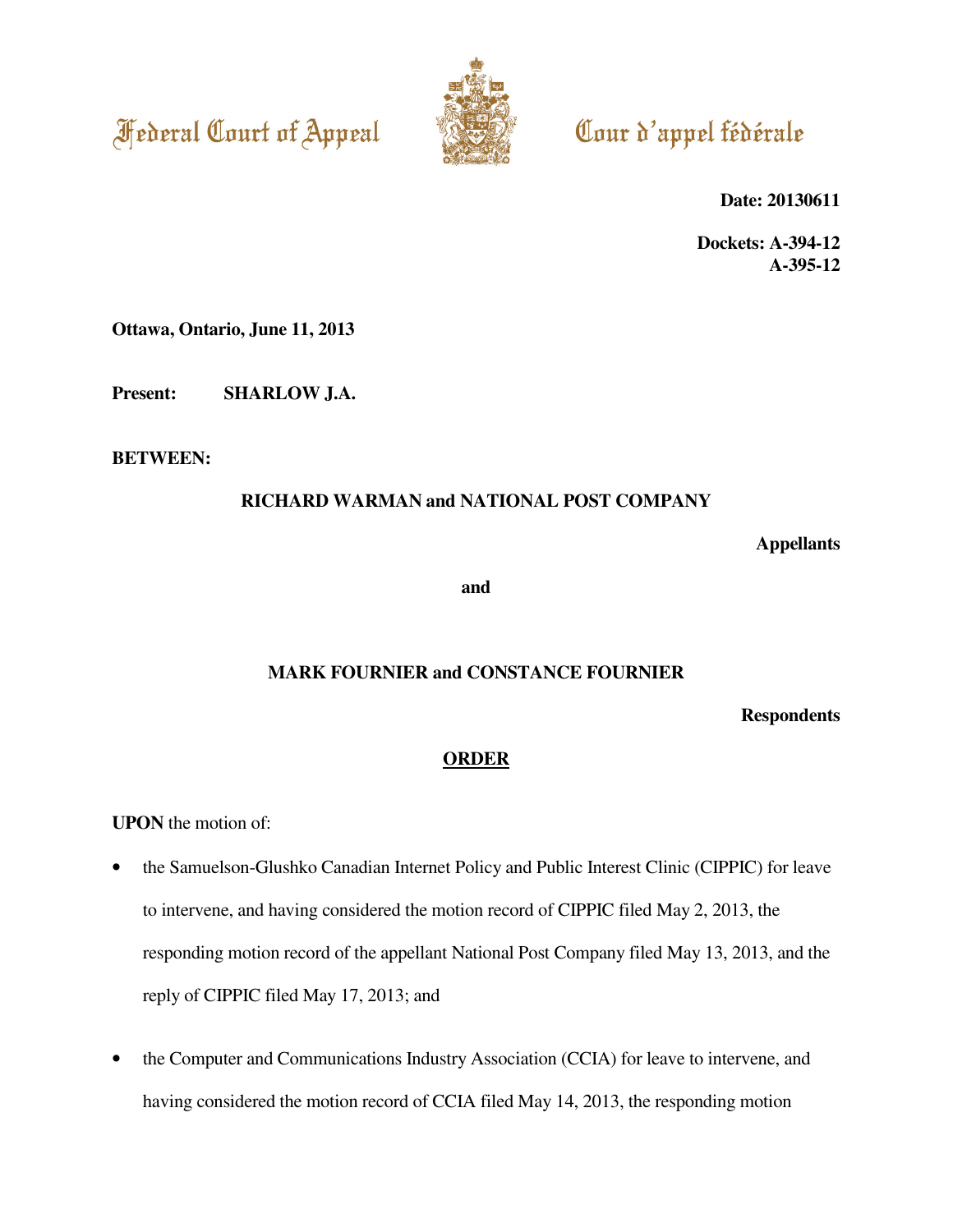Federal Court of Appeal

Cour d'appel fédérale

**Date: 20130611**

**Dockets: A-394-12**
**A-395-12**

**Ottawa, Ontario, June 11, 2013**

**Present: SHARLOW J.A.**

**BETWEEN:**

**RICHARD WARMAN and NATIONAL POST COMPANY**

**Appellants**

**and**

**MARK FOURNIER and CONSTANCE FOURNIER**

**Respondents**

**ORDER**

**UPON** the motion of:

- the Samuelson-Glushko Canadian Internet Policy and Public Interest Clinic (CIPPIC) for leave to intervene, and having considered the motion record of CIPPIC filed May 2, 2013, the responding motion record of the appellant National Post Company filed May 13, 2013, and the reply of CIPPIC filed May 17, 2013; and

- the Computer and Communications Industry Association (CCIA) for leave to intervene, and having considered the motion record of CCIA filed May 14, 2013, the responding motion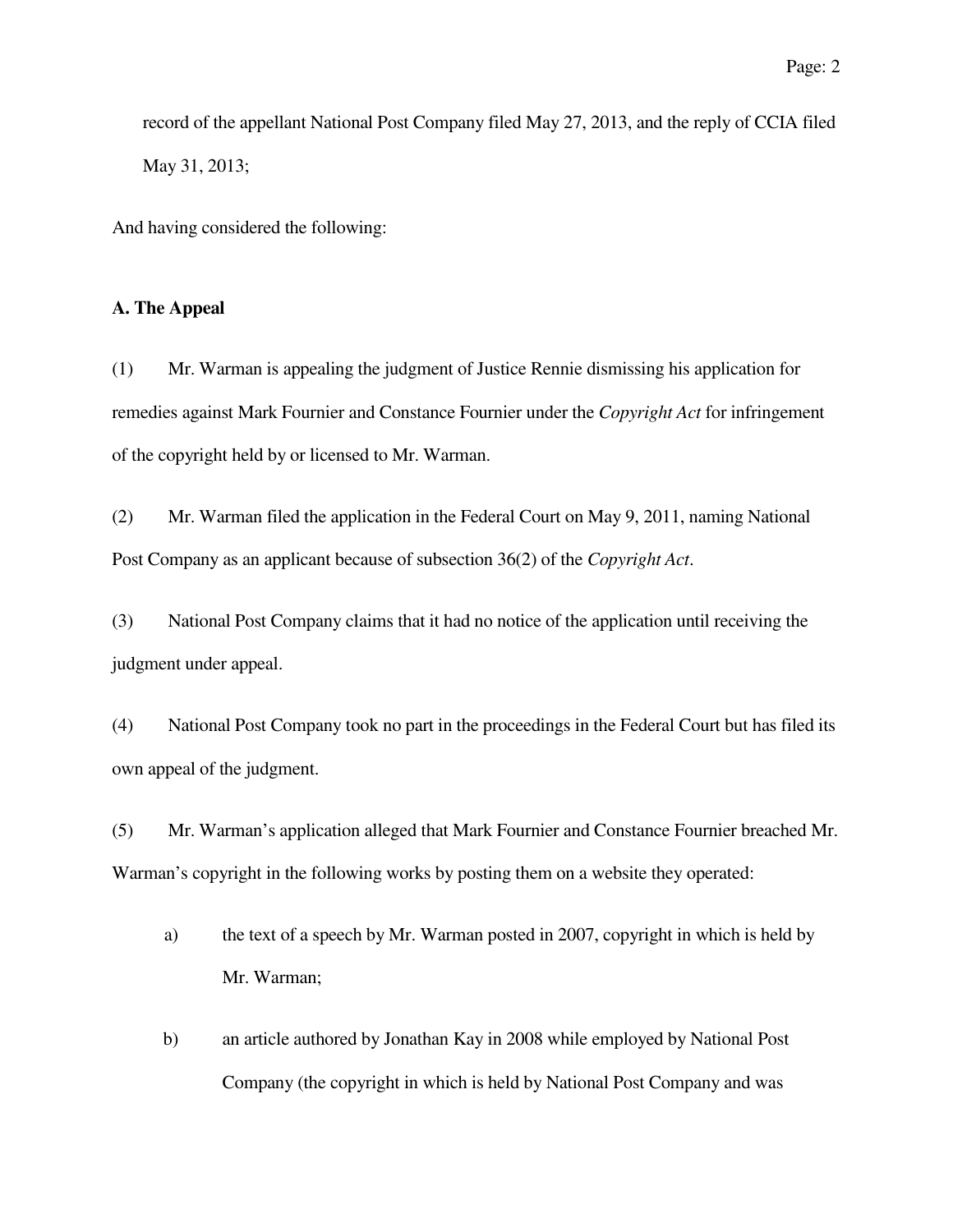record of the appellant National Post Company filed May 27, 2013, and the reply of CCIA filed May 31, 2013;

And having considered the following:

**A. The Appeal**

(1) Mr. Warman is appealing the judgment of Justice Rennie dismissing his application for remedies against Mark Fournier and Constance Fournier under the *Copyright Act* for infringement of the copyright held by or licensed to Mr. Warman.

(2) Mr. Warman filed the application in the Federal Court on May 9, 2011, naming National Post Company as an applicant because of subsection 36(2) of the *Copyright Act*.

(3) National Post Company claims that it had no notice of the application until receiving the judgment under appeal.

(4) National Post Company took no part in the proceedings in the Federal Court but has filed its own appeal of the judgment.

(5) Mr. Warman's application alleged that Mark Fournier and Constance Fournier breached Mr. Warman's copyright in the following works by posting them on a website they operated:

a) the text of a speech by Mr. Warman posted in 2007, copyright in which is held by Mr. Warman;

b) an article authored by Jonathan Kay in 2008 while employed by National Post Company (the copyright in which is held by National Post Company and was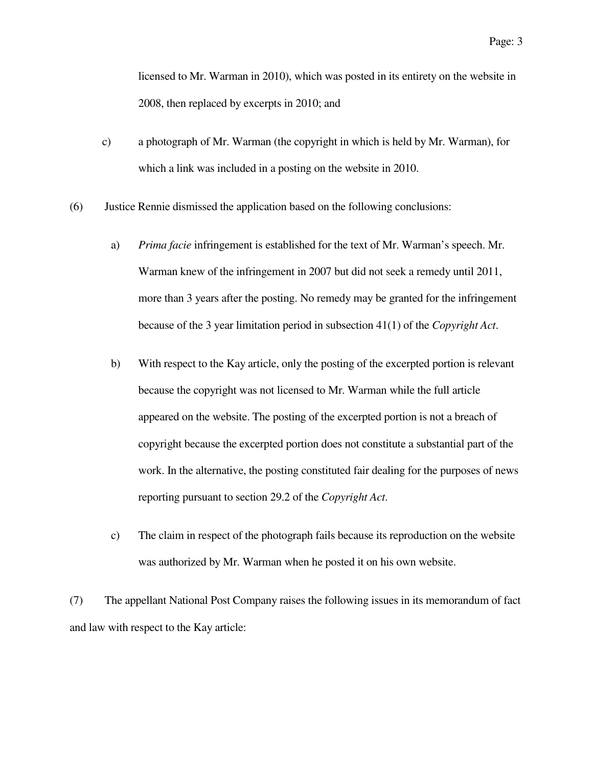licensed to Mr. Warman in 2010), which was posted in its entirety on the website in 2008, then replaced by excerpts in 2010; and

c) a photograph of Mr. Warman (the copyright in which is held by Mr. Warman), for which a link was included in a posting on the website in 2010.

(6) Justice Rennie dismissed the application based on the following conclusions:

a) *Prima facie* infringement is established for the text of Mr. Warman's speech. Mr. Warman knew of the infringement in 2007 but did not seek a remedy until 2011, more than 3 years after the posting. No remedy may be granted for the infringement because of the 3 year limitation period in subsection 41(1) of the *Copyright Act*.

b) With respect to the Kay article, only the posting of the excerpted portion is relevant because the copyright was not licensed to Mr. Warman while the full article appeared on the website. The posting of the excerpted portion is not a breach of copyright because the excerpted portion does not constitute a substantial part of the work. In the alternative, the posting constituted fair dealing for the purposes of news reporting pursuant to section 29.2 of the *Copyright Act*.

c) The claim in respect of the photograph fails because its reproduction on the website was authorized by Mr. Warman when he posted it on his own website.

(7) The appellant National Post Company raises the following issues in its memorandum of fact and law with respect to the Kay article: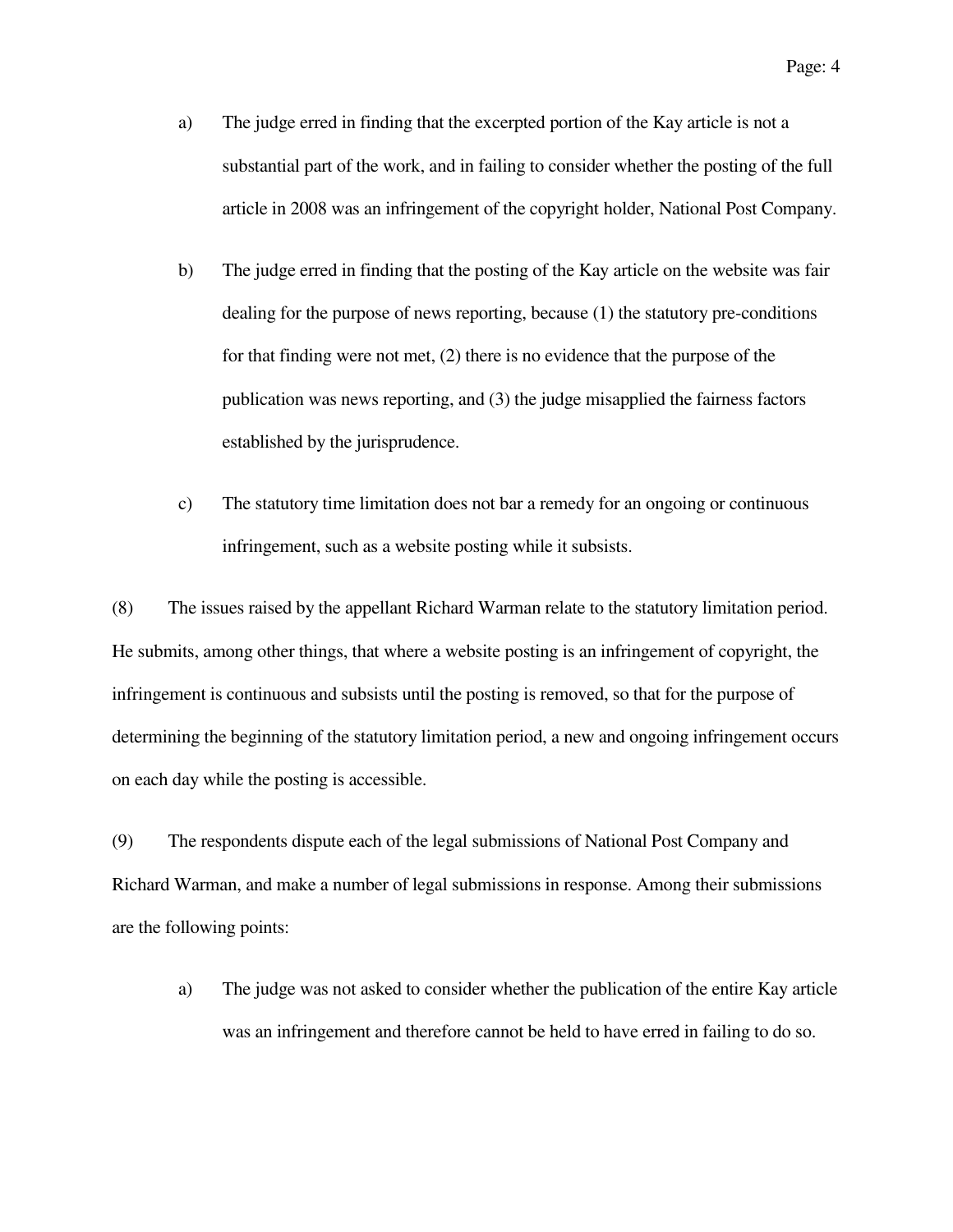a) The judge erred in finding that the excerpted portion of the Kay article is not a substantial part of the work, and in failing to consider whether the posting of the full article in 2008 was an infringement of the copyright holder, National Post Company.

b) The judge erred in finding that the posting of the Kay article on the website was fair dealing for the purpose of news reporting, because (1) the statutory pre-conditions for that finding were not met, (2) there is no evidence that the purpose of the publication was news reporting, and (3) the judge misapplied the fairness factors established by the jurisprudence.

c) The statutory time limitation does not bar a remedy for an ongoing or continuous infringement, such as a website posting while it subsists.

(8) The issues raised by the appellant Richard Warman relate to the statutory limitation period. He submits, among other things, that where a website posting is an infringement of copyright, the infringement is continuous and subsists until the posting is removed, so that for the purpose of determining the beginning of the statutory limitation period, a new and ongoing infringement occurs on each day while the posting is accessible.

(9) The respondents dispute each of the legal submissions of National Post Company and Richard Warman, and make a number of legal submissions in response. Among their submissions are the following points:

a) The judge was not asked to consider whether the publication of the entire Kay article was an infringement and therefore cannot be held to have erred in failing to do so.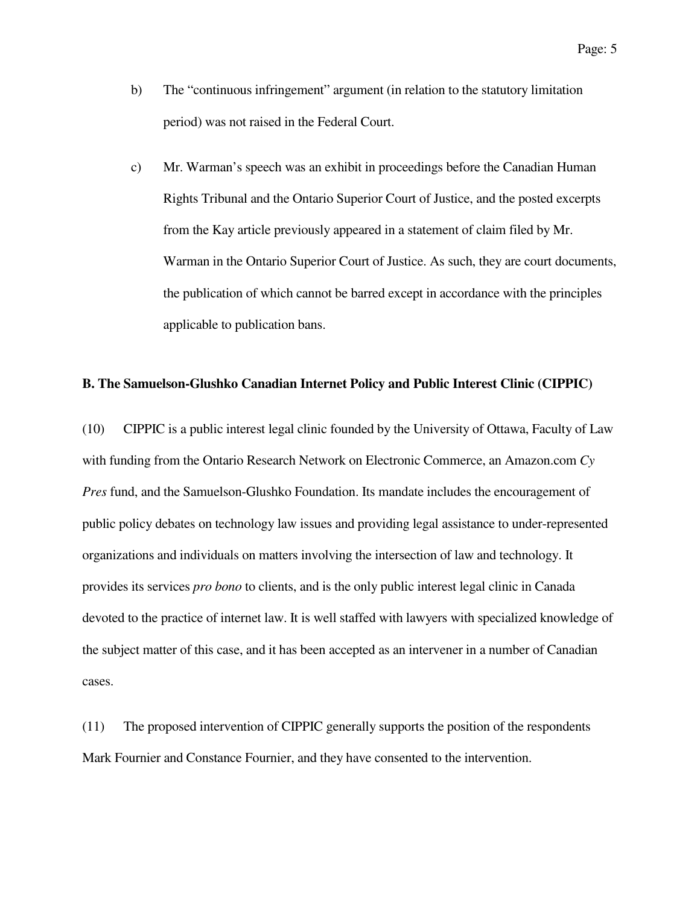b) The "continuous infringement" argument (in relation to the statutory limitation period) was not raised in the Federal Court.

c) Mr. Warman's speech was an exhibit in proceedings before the Canadian Human Rights Tribunal and the Ontario Superior Court of Justice, and the posted excerpts from the Kay article previously appeared in a statement of claim filed by Mr. Warman in the Ontario Superior Court of Justice. As such, they are court documents, the publication of which cannot be barred except in accordance with the principles applicable to publication bans.

**B. The Samuelson-Glushko Canadian Internet Policy and Public Interest Clinic (CIPPIC)**

(10) CIPPIC is a public interest legal clinic founded by the University of Ottawa, Faculty of Law with funding from the Ontario Research Network on Electronic Commerce, an Amazon.com *Cy Pres* fund, and the Samuelson-Glushko Foundation. Its mandate includes the encouragement of public policy debates on technology law issues and providing legal assistance to under-represented organizations and individuals on matters involving the intersection of law and technology. It provides its services *pro bono* to clients, and is the only public interest legal clinic in Canada devoted to the practice of internet law. It is well staffed with lawyers with specialized knowledge of the subject matter of this case, and it has been accepted as an intervener in a number of Canadian cases.

(11) The proposed intervention of CIPPIC generally supports the position of the respondents Mark Fournier and Constance Fournier, and they have consented to the intervention.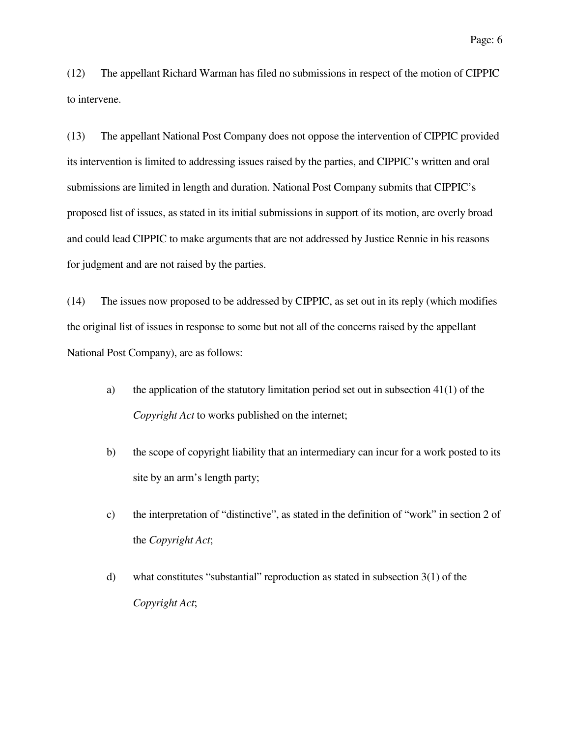(12) The appellant Richard Warman has filed no submissions in respect of the motion of CIPPIC to intervene.

(13) The appellant National Post Company does not oppose the intervention of CIPPIC provided its intervention is limited to addressing issues raised by the parties, and CIPPIC's written and oral submissions are limited in length and duration. National Post Company submits that CIPPIC's proposed list of issues, as stated in its initial submissions in support of its motion, are overly broad and could lead CIPPIC to make arguments that are not addressed by Justice Rennie in his reasons for judgment and are not raised by the parties.

(14) The issues now proposed to be addressed by CIPPIC, as set out in its reply (which modifies the original list of issues in response to some but not all of the concerns raised by the appellant National Post Company), are as follows:

a) the application of the statutory limitation period set out in subsection 41(1) of the *Copyright Act* to works published on the internet;

b) the scope of copyright liability that an intermediary can incur for a work posted to its site by an arm's length party;

c) the interpretation of "distinctive", as stated in the definition of "work" in section 2 of the *Copyright Act*;

d) what constitutes "substantial" reproduction as stated in subsection 3(1) of the *Copyright Act*;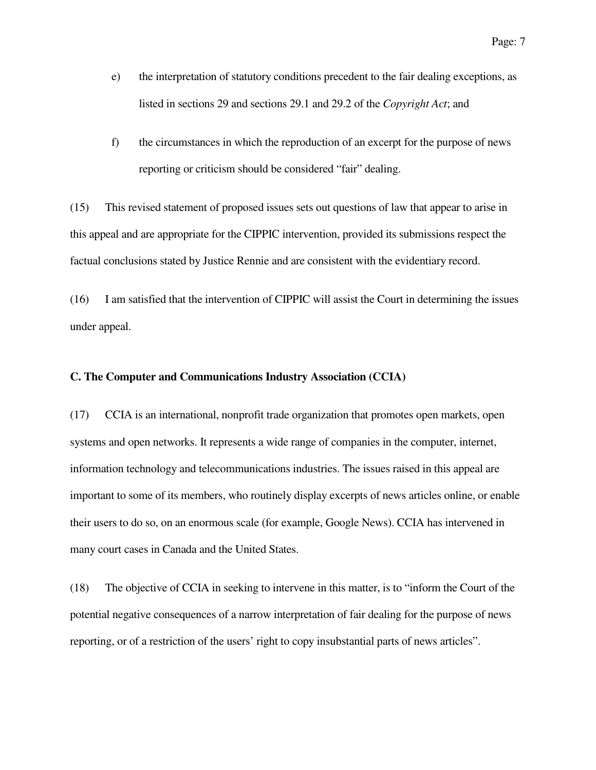e) the interpretation of statutory conditions precedent to the fair dealing exceptions, as listed in sections 29 and sections 29.1 and 29.2 of the *Copyright Act*; and

f) the circumstances in which the reproduction of an excerpt for the purpose of news reporting or criticism should be considered "fair" dealing.

(15) This revised statement of proposed issues sets out questions of law that appear to arise in this appeal and are appropriate for the CIPPIC intervention, provided its submissions respect the factual conclusions stated by Justice Rennie and are consistent with the evidentiary record.

(16) I am satisfied that the intervention of CIPPIC will assist the Court in determining the issues under appeal.

**C. The Computer and Communications Industry Association (CCIA)**

(17) CCIA is an international, nonprofit trade organization that promotes open markets, open systems and open networks. It represents a wide range of companies in the computer, internet, information technology and telecommunications industries. The issues raised in this appeal are important to some of its members, who routinely display excerpts of news articles online, or enable their users to do so, on an enormous scale (for example, Google News). CCIA has intervened in many court cases in Canada and the United States.

(18) The objective of CCIA in seeking to intervene in this matter, is to "inform the Court of the potential negative consequences of a narrow interpretation of fair dealing for the purpose of news reporting, or of a restriction of the users' right to copy insubstantial parts of news articles".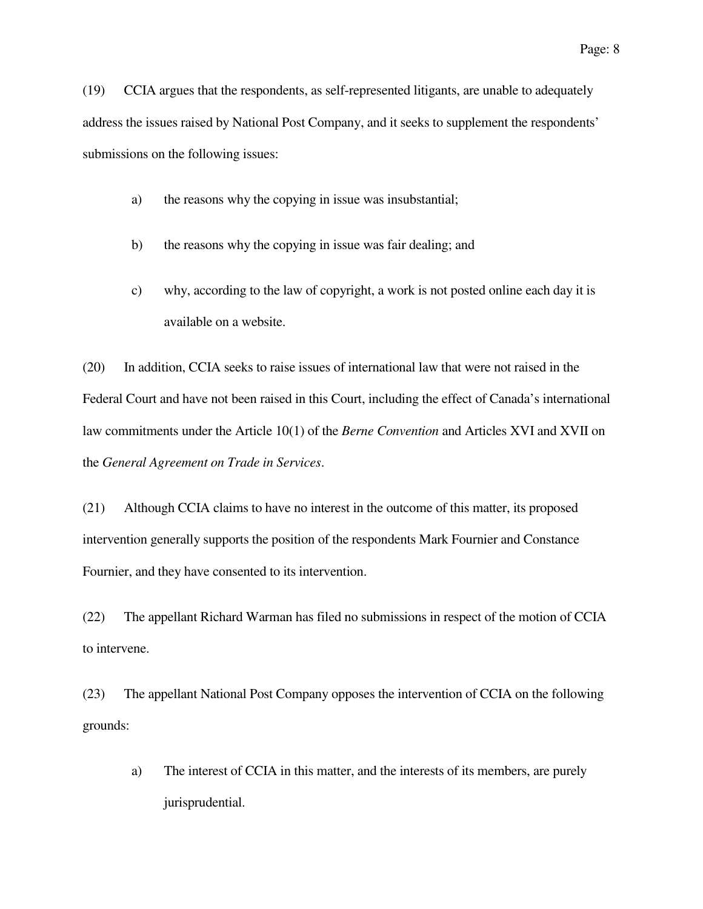(19) CCIA argues that the respondents, as self-represented litigants, are unable to adequately address the issues raised by National Post Company, and it seeks to supplement the respondents' submissions on the following issues:

a) the reasons why the copying in issue was insubstantial;

b) the reasons why the copying in issue was fair dealing; and

c) why, according to the law of copyright, a work is not posted online each day it is available on a website.

(20) In addition, CCIA seeks to raise issues of international law that were not raised in the Federal Court and have not been raised in this Court, including the effect of Canada's international law commitments under the Article 10(1) of the *Berne Convention* and Articles XVI and XVII on the *General Agreement on Trade in Services*.

(21) Although CCIA claims to have no interest in the outcome of this matter, its proposed intervention generally supports the position of the respondents Mark Fournier and Constance Fournier, and they have consented to its intervention.

(22) The appellant Richard Warman has filed no submissions in respect of the motion of CCIA to intervene.

(23) The appellant National Post Company opposes the intervention of CCIA on the following grounds:

a) The interest of CCIA in this matter, and the interests of its members, are purely jurisprudential.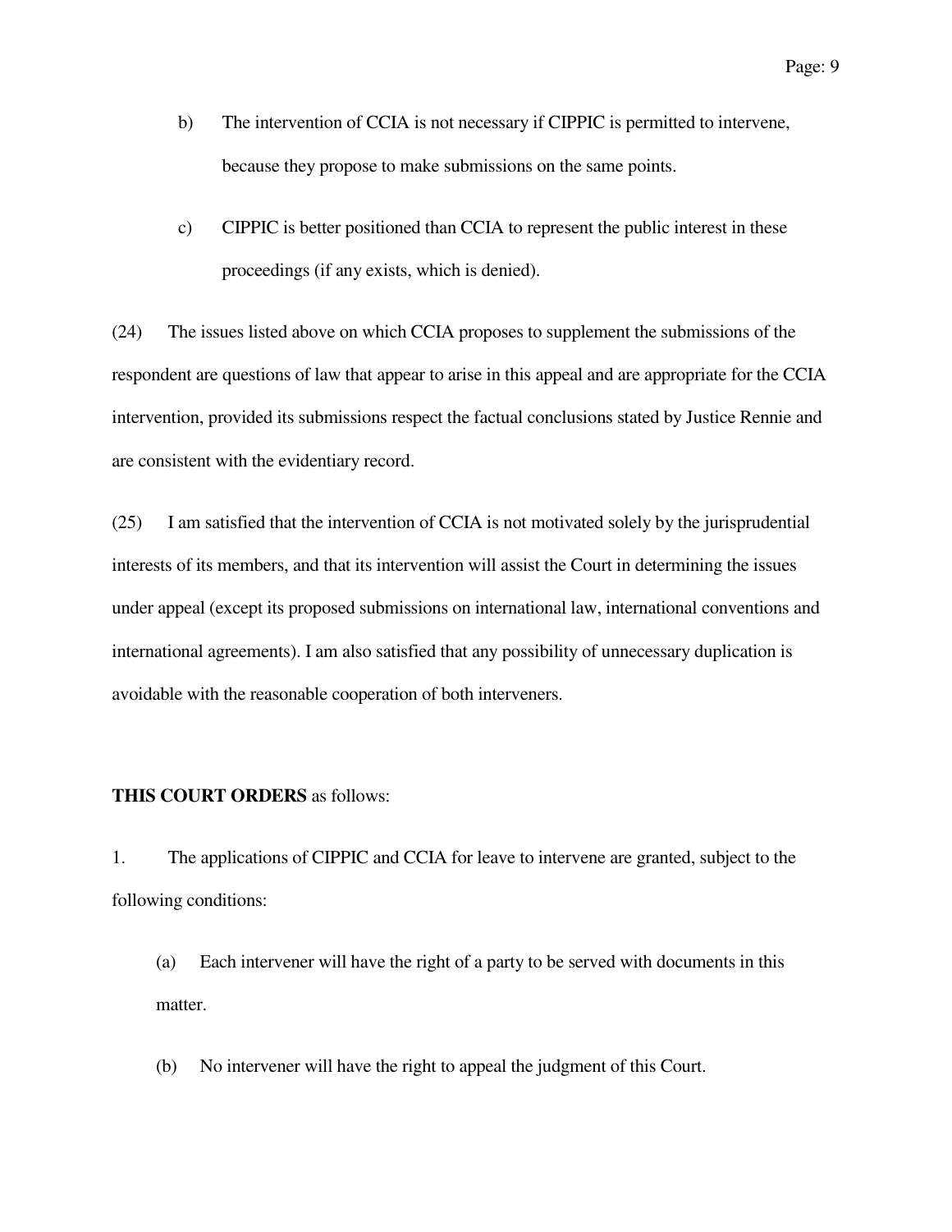b) The intervention of CCIA is not necessary if CIPPIC is permitted to intervene, because they propose to make submissions on the same points.

c) CIPPIC is better positioned than CCIA to represent the public interest in these proceedings (if any exists, which is denied).

(24) The issues listed above on which CCIA proposes to supplement the submissions of the respondent are questions of law that appear to arise in this appeal and are appropriate for the CCIA intervention, provided its submissions respect the factual conclusions stated by Justice Rennie and are consistent with the evidentiary record.

(25) I am satisfied that the intervention of CCIA is not motivated solely by the jurisprudential interests of its members, and that its intervention will assist the Court in determining the issues under appeal (except its proposed submissions on international law, international conventions and international agreements). I am also satisfied that any possibility of unnecessary duplication is avoidable with the reasonable cooperation of both interveners.

**THIS COURT ORDERS** as follows:

1. The applications of CIPPIC and CCIA for leave to intervene are granted, subject to the following conditions:

   (a) Each intervener will have the right of a party to be served with documents in this matter.

   (b) No intervener will have the right to appeal the judgment of this Court.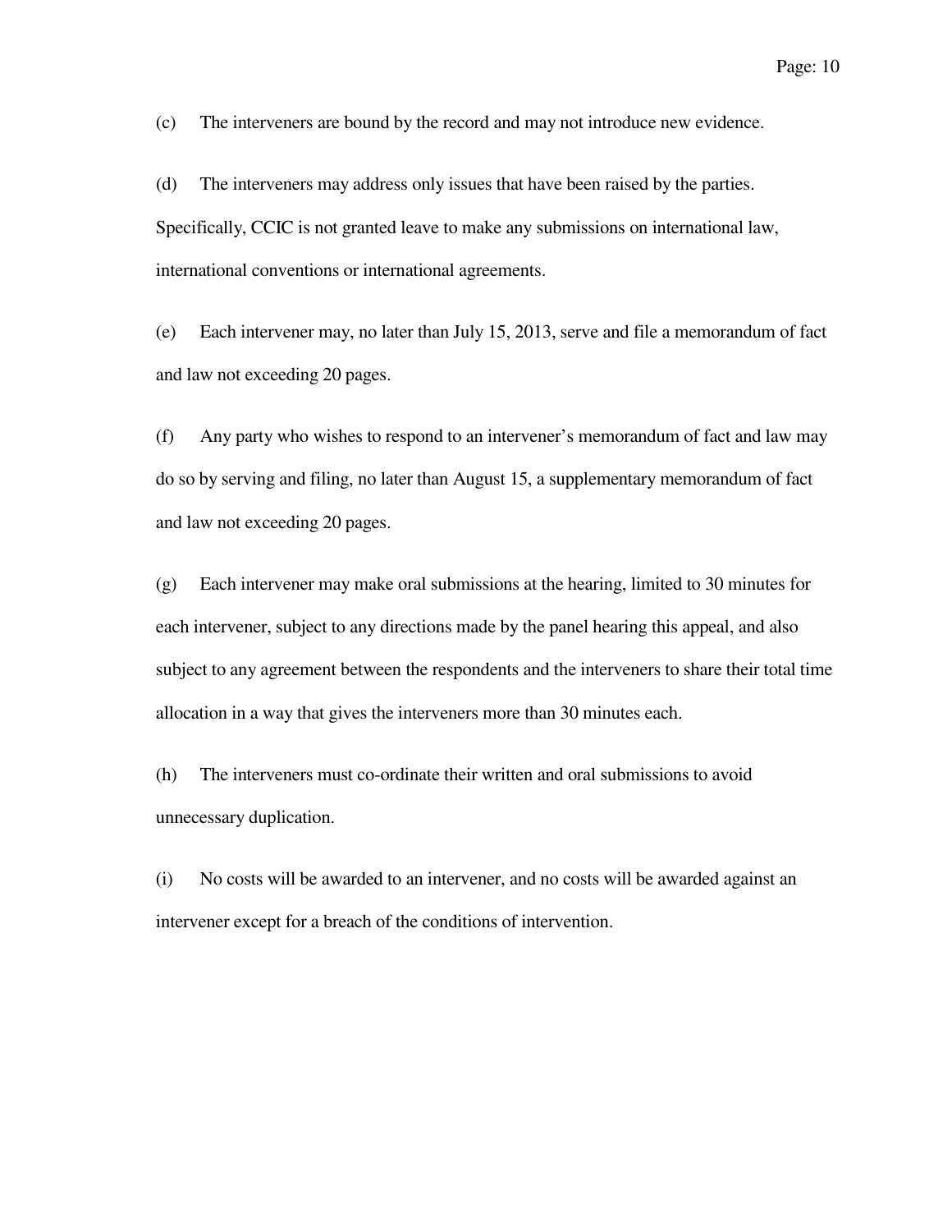(c) The interveners are bound by the record and may not introduce new evidence.

(d) The interveners may address only issues that have been raised by the parties. Specifically, CCIC is not granted leave to make any submissions on international law, international conventions or international agreements.

(e) Each intervener may, no later than July 15, 2013, serve and file a memorandum of fact and law not exceeding 20 pages.

(f) Any party who wishes to respond to an intervener's memorandum of fact and law may do so by serving and filing, no later than August 15, a supplementary memorandum of fact and law not exceeding 20 pages.

(g) Each intervener may make oral submissions at the hearing, limited to 30 minutes for each intervener, subject to any directions made by the panel hearing this appeal, and also subject to any agreement between the respondents and the interveners to share their total time allocation in a way that gives the interveners more than 30 minutes each.

(h) The interveners must co-ordinate their written and oral submissions to avoid unnecessary duplication.

(i) No costs will be awarded to an intervener, and no costs will be awarded against an intervener except for a breach of the conditions of intervention.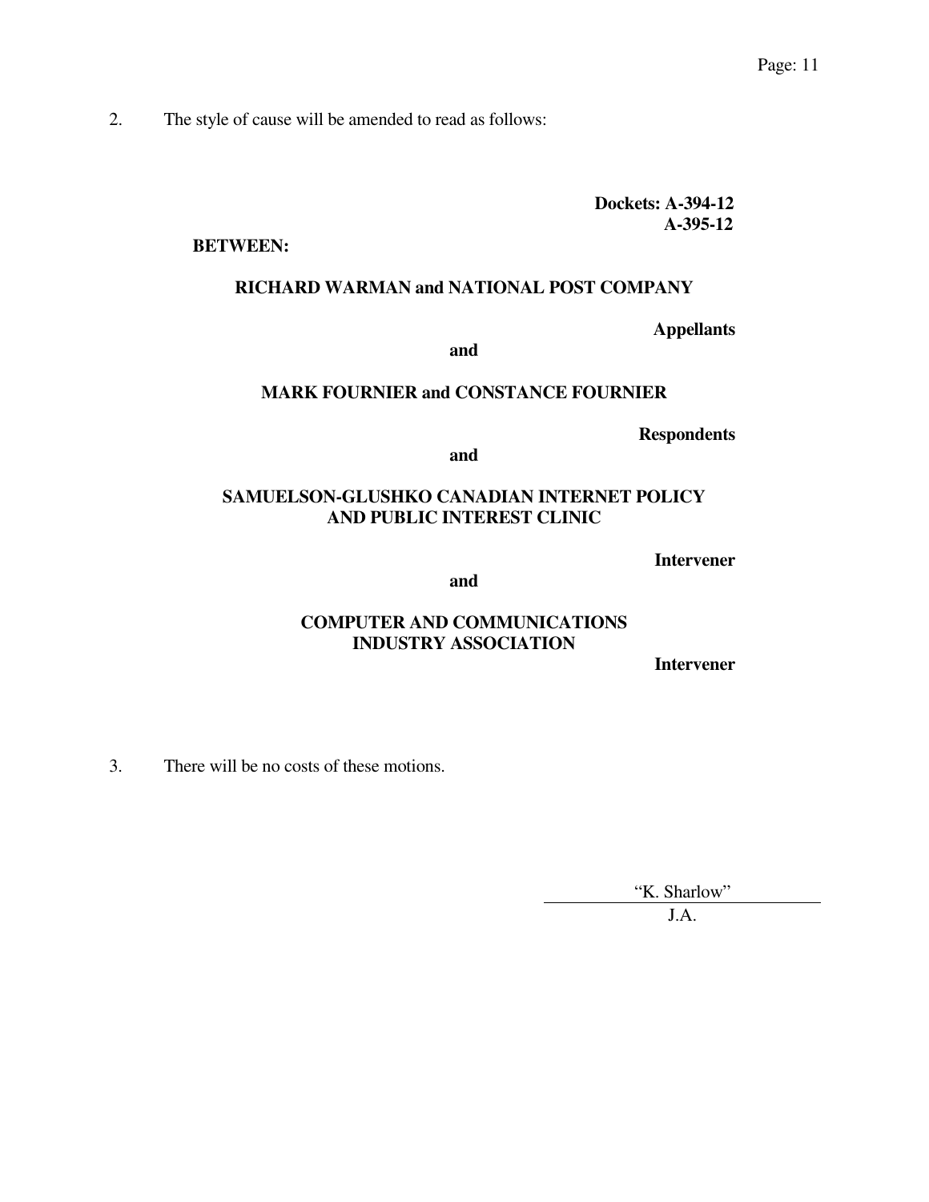2. The style of cause will be amended to read as follows:

**Dockets: A-394-12**
**A-395-12**

**BETWEEN:**

**RICHARD WARMAN and NATIONAL POST COMPANY**

**Appellants**

**and**

**MARK FOURNIER and CONSTANCE FOURNIER**

**Respondents**

**and**

**SAMUELSON-GLUSHKO CANADIAN INTERNET POLICY AND PUBLIC INTEREST CLINIC**

**Intervener**

**and**

**COMPUTER AND COMMUNICATIONS INDUSTRY ASSOCIATION**

**Intervener**

3. There will be no costs of these motions.

"K. Sharlow"
J.A.